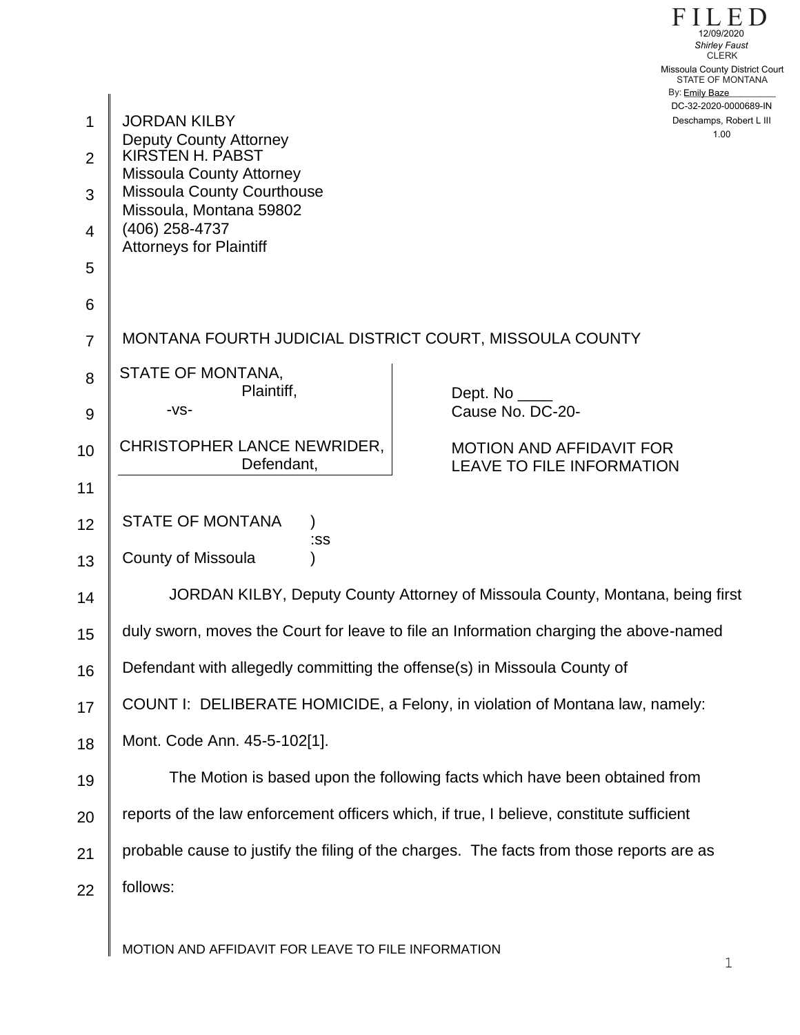FILED
12/09/2020
Shirley Faust
CLERK
Missoula County District Court
STATE OF MONTANA
By: Emily Baze
DC-32-2020-0000689-IN
Deschamps, Robert L III
1.00

JORDAN KILBY
Deputy County Attorney
KIRSTEN H. PABST
Missoula County Attorney
Missoula County Courthouse
Missoula, Montana 59802
(406) 258-4737
Attorneys for Plaintiff

MONTANA FOURTH JUDICIAL DISTRICT COURT, MISSOULA COUNTY

STATE OF MONTANA,
Plaintiff,
-vs-
CHRISTOPHER LANCE NEWRIDER,
Defendant,

Dept. No ____
Cause No. DC-20-

MOTION AND AFFIDAVIT FOR LEAVE TO FILE INFORMATION

STATE OF MONTANA )
:ss
County of Missoula )

JORDAN KILBY, Deputy County Attorney of Missoula County, Montana, being first duly sworn, moves the Court for leave to file an Information charging the above-named Defendant with allegedly committing the offense(s) in Missoula County of

COUNT I: DELIBERATE HOMICIDE, a Felony, in violation of Montana law, namely: Mont. Code Ann. 45-5-102[1].

The Motion is based upon the following facts which have been obtained from reports of the law enforcement officers which, if true, I believe, constitute sufficient probable cause to justify the filing of the charges. The facts from those reports are as follows:

MOTION AND AFFIDAVIT FOR LEAVE TO FILE INFORMATION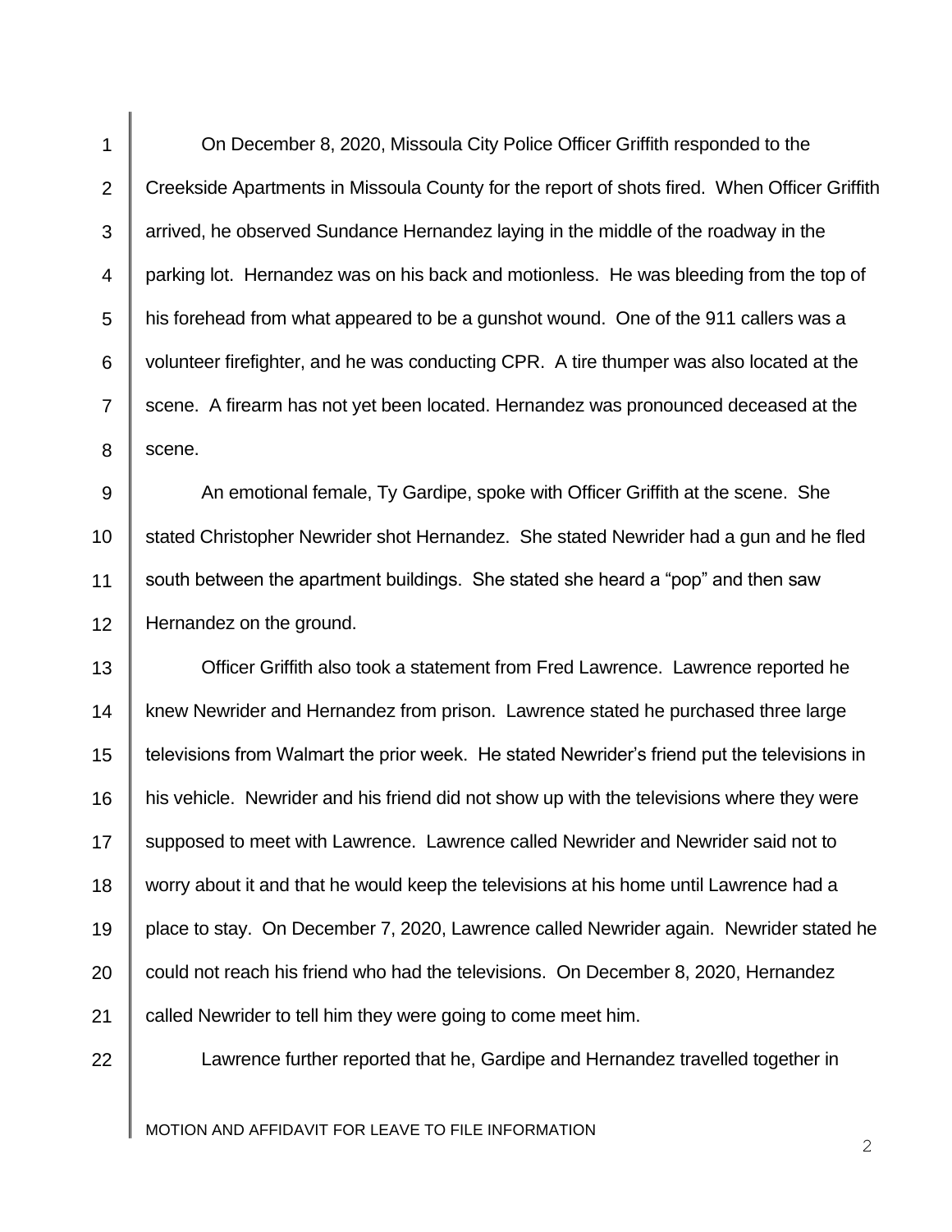On December 8, 2020, Missoula City Police Officer Griffith responded to the Creekside Apartments in Missoula County for the report of shots fired. When Officer Griffith arrived, he observed Sundance Hernandez laying in the middle of the roadway in the parking lot. Hernandez was on his back and motionless. He was bleeding from the top of his forehead from what appeared to be a gunshot wound. One of the 911 callers was a volunteer firefighter, and he was conducting CPR. A tire thumper was also located at the scene. A firearm has not yet been located. Hernandez was pronounced deceased at the scene.

An emotional female, Ty Gardipe, spoke with Officer Griffith at the scene. She stated Christopher Newrider shot Hernandez. She stated Newrider had a gun and he fled south between the apartment buildings. She stated she heard a "pop" and then saw Hernandez on the ground.

Officer Griffith also took a statement from Fred Lawrence. Lawrence reported he knew Newrider and Hernandez from prison. Lawrence stated he purchased three large televisions from Walmart the prior week. He stated Newrider's friend put the televisions in his vehicle. Newrider and his friend did not show up with the televisions where they were supposed to meet with Lawrence. Lawrence called Newrider and Newrider said not to worry about it and that he would keep the televisions at his home until Lawrence had a place to stay. On December 7, 2020, Lawrence called Newrider again. Newrider stated he could not reach his friend who had the televisions. On December 8, 2020, Hernandez called Newrider to tell him they were going to come meet him.

Lawrence further reported that he, Gardipe and Hernandez travelled together in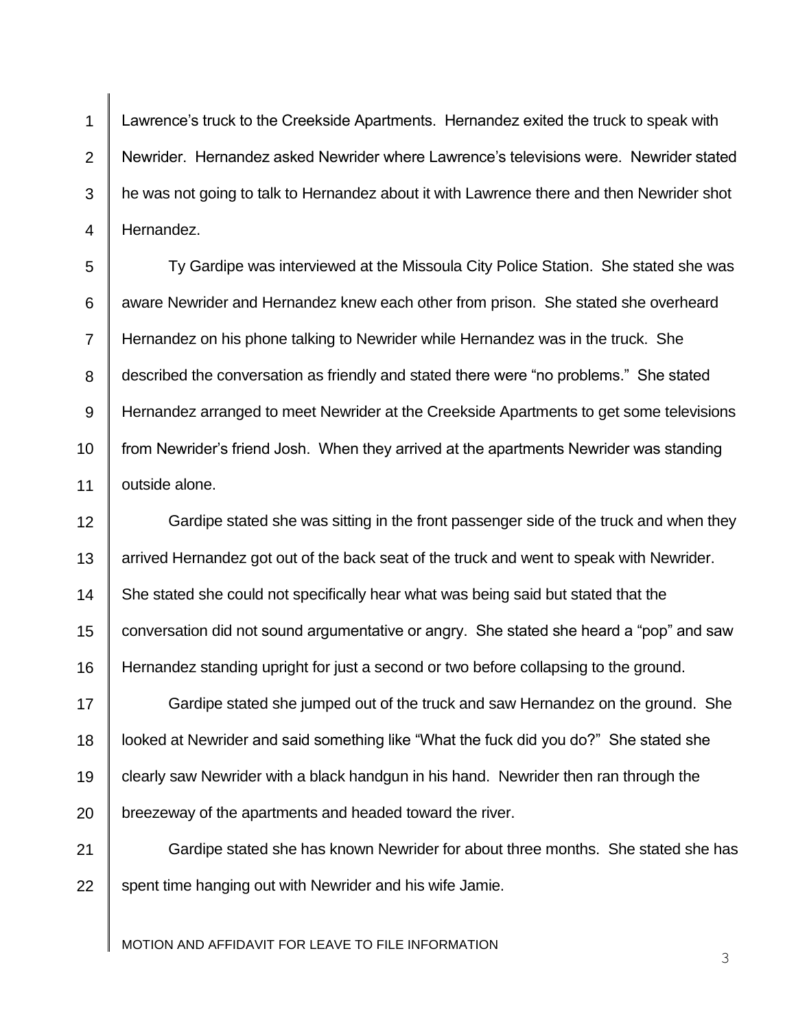Lawrence's truck to the Creekside Apartments. Hernandez exited the truck to speak with Newrider. Hernandez asked Newrider where Lawrence's televisions were. Newrider stated he was not going to talk to Hernandez about it with Lawrence there and then Newrider shot Hernandez.

Ty Gardipe was interviewed at the Missoula City Police Station. She stated she was aware Newrider and Hernandez knew each other from prison. She stated she overheard Hernandez on his phone talking to Newrider while Hernandez was in the truck. She described the conversation as friendly and stated there were "no problems." She stated Hernandez arranged to meet Newrider at the Creekside Apartments to get some televisions from Newrider's friend Josh. When they arrived at the apartments Newrider was standing outside alone.

Gardipe stated she was sitting in the front passenger side of the truck and when they arrived Hernandez got out of the back seat of the truck and went to speak with Newrider. She stated she could not specifically hear what was being said but stated that the conversation did not sound argumentative or angry. She stated she heard a "pop" and saw Hernandez standing upright for just a second or two before collapsing to the ground.

Gardipe stated she jumped out of the truck and saw Hernandez on the ground. She looked at Newrider and said something like "What the fuck did you do?" She stated she clearly saw Newrider with a black handgun in his hand. Newrider then ran through the breezeway of the apartments and headed toward the river.

Gardipe stated she has known Newrider for about three months. She stated she has spent time hanging out with Newrider and his wife Jamie.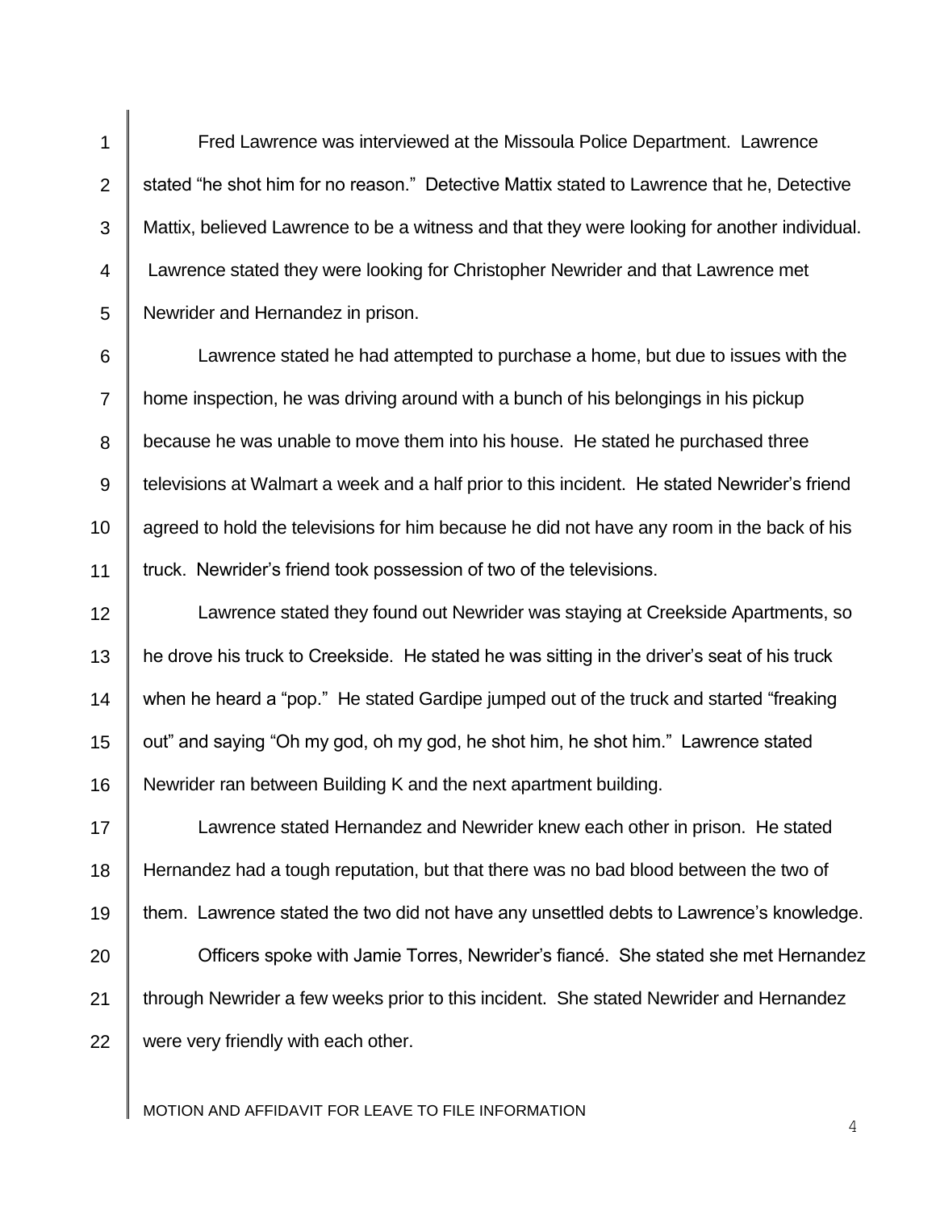Fred Lawrence was interviewed at the Missoula Police Department. Lawrence stated "he shot him for no reason." Detective Mattix stated to Lawrence that he, Detective Mattix, believed Lawrence to be a witness and that they were looking for another individual. Lawrence stated they were looking for Christopher Newrider and that Lawrence met Newrider and Hernandez in prison.

Lawrence stated he had attempted to purchase a home, but due to issues with the home inspection, he was driving around with a bunch of his belongings in his pickup because he was unable to move them into his house. He stated he purchased three televisions at Walmart a week and a half prior to this incident. He stated Newrider's friend agreed to hold the televisions for him because he did not have any room in the back of his truck. Newrider's friend took possession of two of the televisions.

Lawrence stated they found out Newrider was staying at Creekside Apartments, so he drove his truck to Creekside. He stated he was sitting in the driver's seat of his truck when he heard a "pop." He stated Gardipe jumped out of the truck and started "freaking out" and saying "Oh my god, oh my god, he shot him, he shot him." Lawrence stated Newrider ran between Building K and the next apartment building.

Lawrence stated Hernandez and Newrider knew each other in prison. He stated Hernandez had a tough reputation, but that there was no bad blood between the two of them. Lawrence stated the two did not have any unsettled debts to Lawrence's knowledge.

Officers spoke with Jamie Torres, Newrider's fiancé. She stated she met Hernandez through Newrider a few weeks prior to this incident. She stated Newrider and Hernandez were very friendly with each other.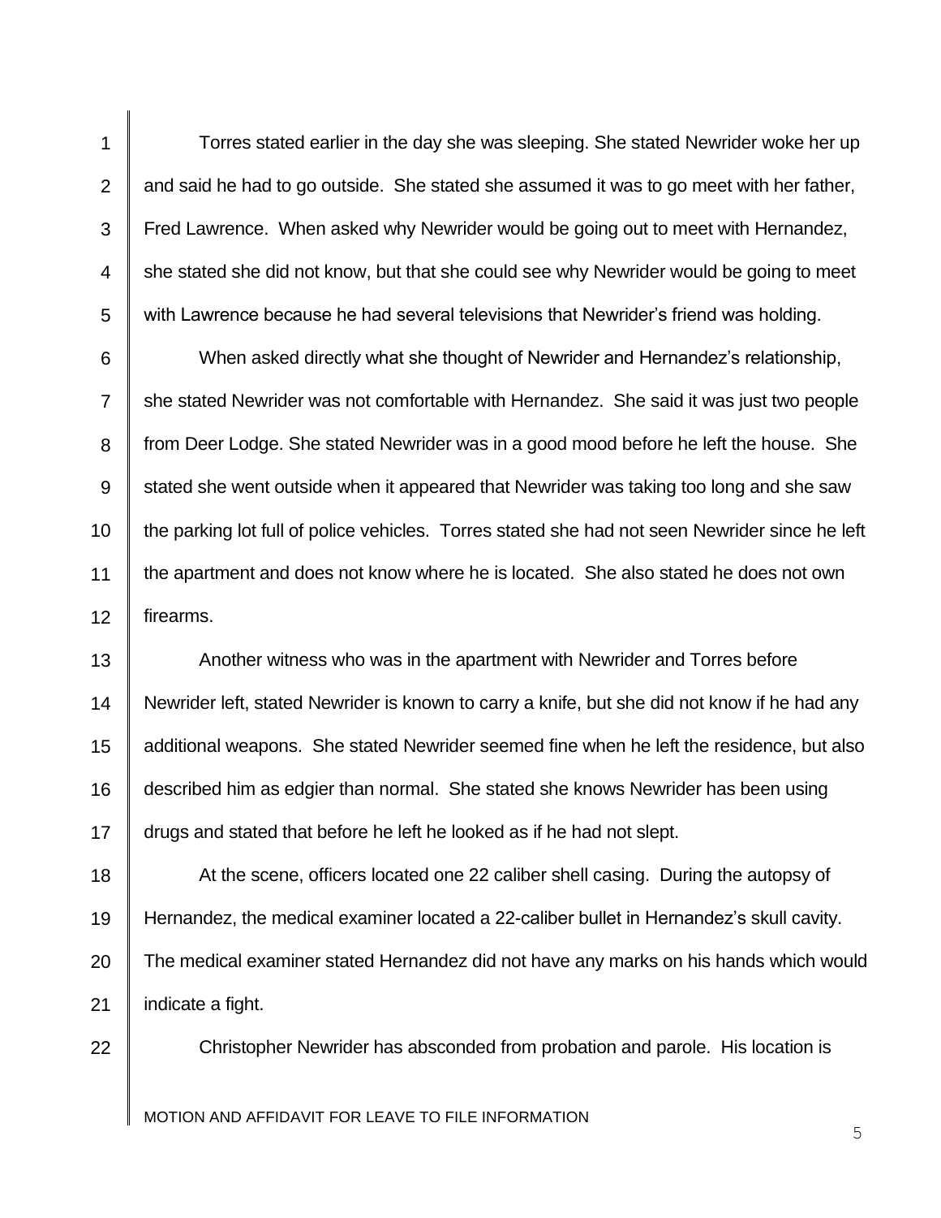Torres stated earlier in the day she was sleeping. She stated Newrider woke her up and said he had to go outside. She stated she assumed it was to go meet with her father, Fred Lawrence. When asked why Newrider would be going out to meet with Hernandez, she stated she did not know, but that she could see why Newrider would be going to meet with Lawrence because he had several televisions that Newrider's friend was holding.

When asked directly what she thought of Newrider and Hernandez's relationship, she stated Newrider was not comfortable with Hernandez. She said it was just two people from Deer Lodge. She stated Newrider was in a good mood before he left the house. She stated she went outside when it appeared that Newrider was taking too long and she saw the parking lot full of police vehicles. Torres stated she had not seen Newrider since he left the apartment and does not know where he is located. She also stated he does not own firearms.

Another witness who was in the apartment with Newrider and Torres before Newrider left, stated Newrider is known to carry a knife, but she did not know if he had any additional weapons. She stated Newrider seemed fine when he left the residence, but also described him as edgier than normal. She stated she knows Newrider has been using drugs and stated that before he left he looked as if he had not slept.

At the scene, officers located one 22 caliber shell casing. During the autopsy of Hernandez, the medical examiner located a 22-caliber bullet in Hernandez's skull cavity. The medical examiner stated Hernandez did not have any marks on his hands which would indicate a fight.

Christopher Newrider has absconded from probation and parole. His location is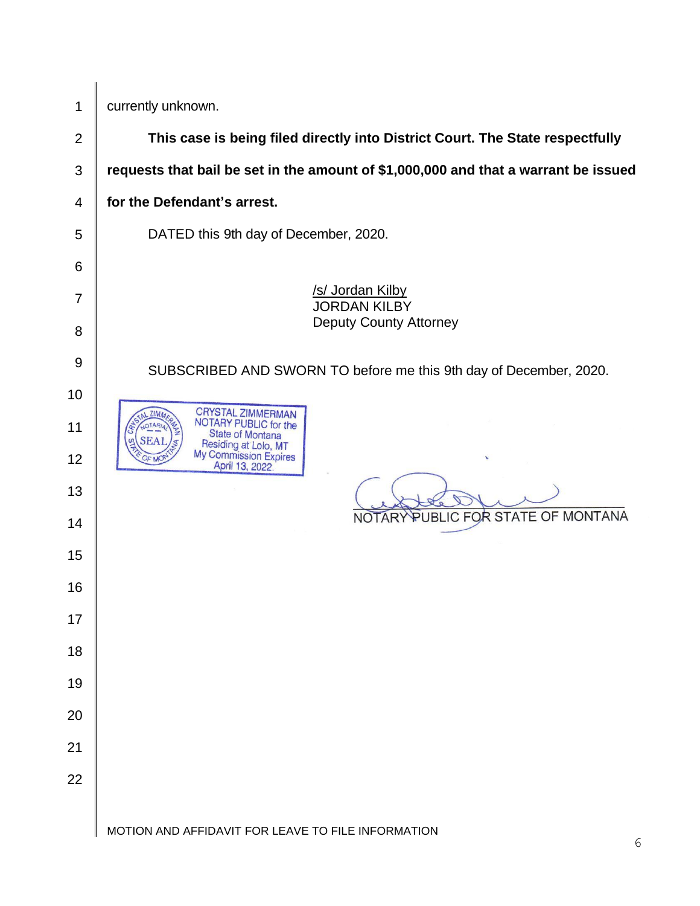currently unknown.

**This case is being filed directly into District Court. The State respectfully requests that bail be set in the amount of $1,000,000 and that a warrant be issued for the Defendant's arrest.**

DATED this 9th day of December, 2020.

/s/ Jordan Kilby
JORDAN KILBY
Deputy County Attorney

SUBSCRIBED AND SWORN TO before me this 9th day of December, 2020.

CRYSTAL ZIMMERMAN
NOTARY PUBLIC for the
State of Montana
Residing at Lolo, MT
My Commission Expires
April 13, 2022.

NOTARY PUBLIC FOR STATE OF MONTANA

MOTION AND AFFIDAVIT FOR LEAVE TO FILE INFORMATION